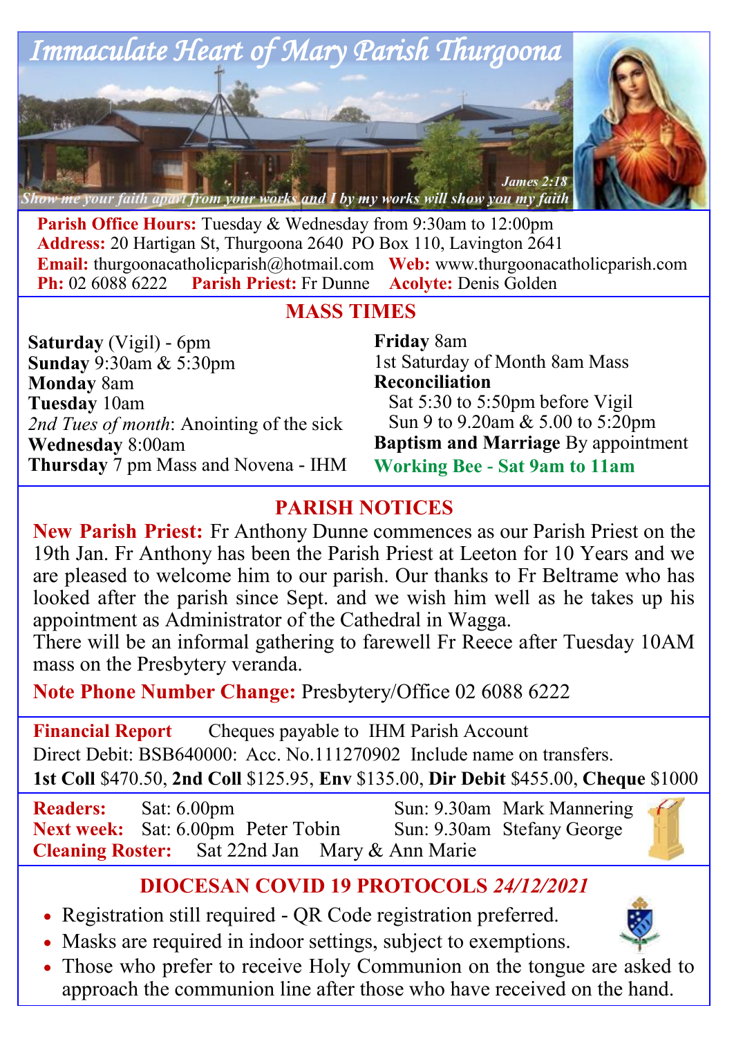# Immaculate Heart of Mary Parish Thurgoona

*Show me your faith apart from your works and I by my works will show you my faith* — *James 2:18*

**Parish Office Hours:** Tuesday & Wednesday from 9:30am to 12:00pm
**Address:** 20 Hartigan St, Thurgoona 2640 PO Box 110, Lavington 2641
**Email:** thurgoonacatholicparish@hotmail.com **Web:** www.thurgoonacatholicparish.com
**Ph:** 02 6088 6222 **Parish Priest:** Fr Dunne **Acolyte:** Denis Golden

## MASS TIMES

**Saturday** (Vigil) - 6pm
**Sunday** 9:30am & 5:30pm
**Monday** 8am
**Tuesday** 10am
*2nd Tues of month*: Anointing of the sick
**Wednesday** 8:00am
**Thursday** 7 pm Mass and Novena - IHM
**Friday** 8am
1st Saturday of Month 8am Mass
**Reconciliation**
Sat 5:30 to 5:50pm before Vigil
Sun 9 to 9.20am & 5.00 to 5:20pm
**Baptism and Marriage** By appointment
**Working Bee - Sat 9am to 11am**

## PARISH NOTICES

**New Parish Priest:** Fr Anthony Dunne commences as our Parish Priest on the 19th Jan. Fr Anthony has been the Parish Priest at Leeton for 10 Years and we are pleased to welcome him to our parish. Our thanks to Fr Beltrame who has looked after the parish since Sept. and we wish him well as he takes up his appointment as Administrator of the Cathedral in Wagga.
There will be an informal gathering to farewell Fr Reece after Tuesday 10AM mass on the Presbytery veranda.

**Note Phone Number Change:** Presbytery/Office 02 6088 6222

**Financial Report** Cheques payable to IHM Parish Account
Direct Debit: BSB640000: Acc. No.111270902 Include name on transfers.
**1st Coll** $470.50, **2nd Coll** $125.95, **Env** $135.00, **Dir Debit** $455.00, **Cheque** $1000

**Readers:** Sat: 6.00pm Sun: 9.30am Mark Mannering
**Next week:** Sat: 6.00pm Peter Tobin Sun: 9.30am Stefany George
**Cleaning Roster:** Sat 22nd Jan Mary & Ann Marie

## DIOCESAN COVID 19 PROTOCOLS *24/12/2021*

- Registration still required - QR Code registration preferred.
- Masks are required in indoor settings, subject to exemptions.
- Those who prefer to receive Holy Communion on the tongue are asked to approach the communion line after those who have received on the hand.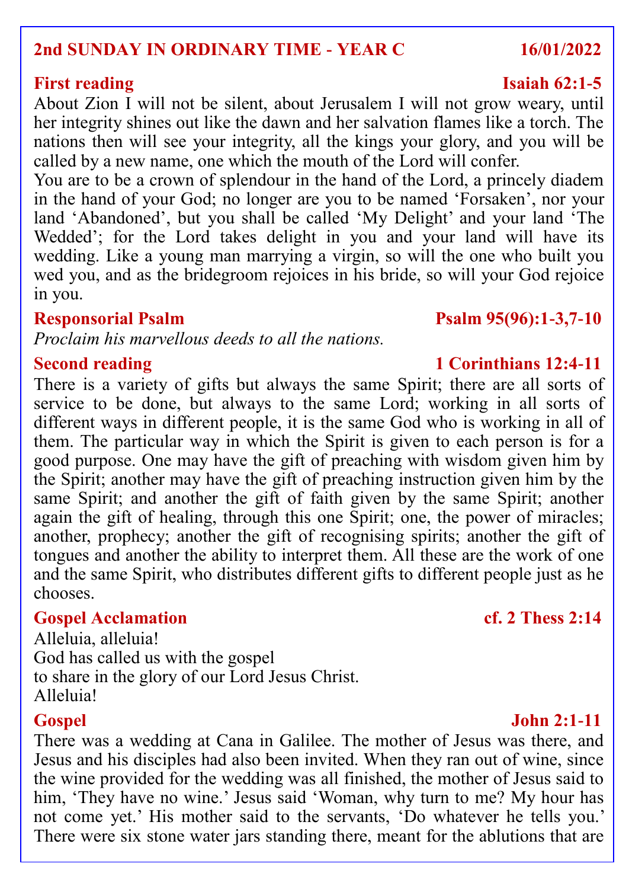**2nd SUNDAY IN ORDINARY TIME - YEAR C** **16/01/2022**

**First reading** **Isaiah 62:1-5**

About Zion I will not be silent, about Jerusalem I will not grow weary, until her integrity shines out like the dawn and her salvation flames like a torch. The nations then will see your integrity, all the kings your glory, and you will be called by a new name, one which the mouth of the Lord will confer.

You are to be a crown of splendour in the hand of the Lord, a princely diadem in the hand of your God; no longer are you to be named 'Forsaken', nor your land 'Abandoned', but you shall be called 'My Delight' and your land 'The Wedded'; for the Lord takes delight in you and your land will have its wedding. Like a young man marrying a virgin, so will the one who built you wed you, and as the bridegroom rejoices in his bride, so will your God rejoice in you.

**Responsorial Psalm** **Psalm 95(96):1-3,7-10**

*Proclaim his marvellous deeds to all the nations.*

**Second reading** **1 Corinthians 12:4-11**

There is a variety of gifts but always the same Spirit; there are all sorts of service to be done, but always to the same Lord; working in all sorts of different ways in different people, it is the same God who is working in all of them. The particular way in which the Spirit is given to each person is for a good purpose. One may have the gift of preaching with wisdom given him by the Spirit; another may have the gift of preaching instruction given him by the same Spirit; and another the gift of faith given by the same Spirit; another again the gift of healing, through this one Spirit; one, the power of miracles; another, prophecy; another the gift of recognising spirits; another the gift of tongues and another the ability to interpret them. All these are the work of one and the same Spirit, who distributes different gifts to different people just as he chooses.

**Gospel Acclamation** **cf. 2 Thess 2:14**

Alleluia, alleluia!
God has called us with the gospel
to share in the glory of our Lord Jesus Christ.
Alleluia!

**Gospel** **John 2:1-11**

There was a wedding at Cana in Galilee. The mother of Jesus was there, and Jesus and his disciples had also been invited. When they ran out of wine, since the wine provided for the wedding was all finished, the mother of Jesus said to him, 'They have no wine.' Jesus said 'Woman, why turn to me? My hour has not come yet.' His mother said to the servants, 'Do whatever he tells you.' There were six stone water jars standing there, meant for the ablutions that are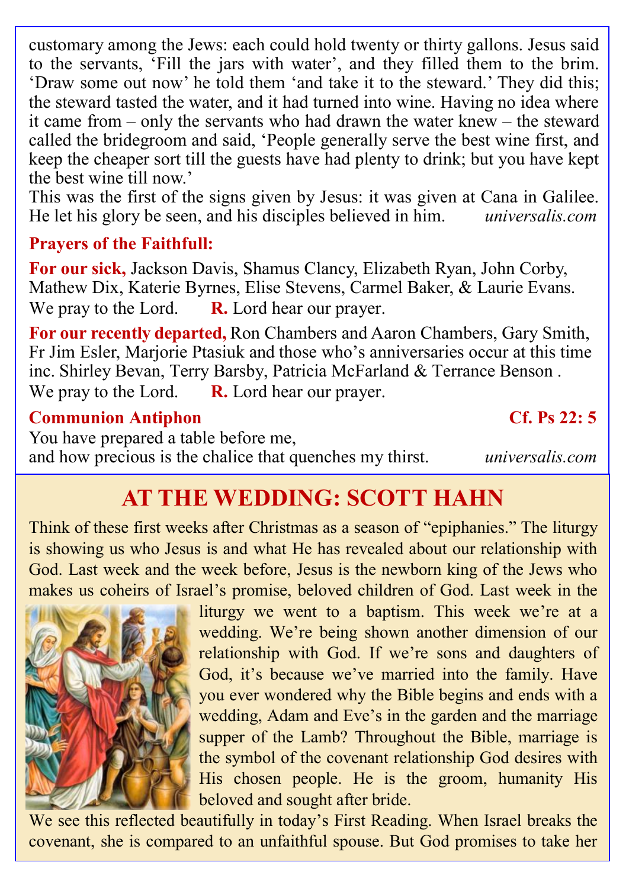customary among the Jews: each could hold twenty or thirty gallons. Jesus said to the servants, 'Fill the jars with water', and they filled them to the brim. 'Draw some out now' he told them 'and take it to the steward.' They did this; the steward tasted the water, and it had turned into wine. Having no idea where it came from – only the servants who had drawn the water knew – the steward called the bridegroom and said, 'People generally serve the best wine first, and keep the cheaper sort till the guests have had plenty to drink; but you have kept the best wine till now.'

This was the first of the signs given by Jesus: it was given at Cana in Galilee. He let his glory be seen, and his disciples believed in him. *universalis.com*

**Prayers of the Faithfull:**

**For our sick,** Jackson Davis, Shamus Clancy, Elizabeth Ryan, John Corby, Mathew Dix, Katerie Byrnes, Elise Stevens, Carmel Baker, & Laurie Evans.
We pray to the Lord. **R.** Lord hear our prayer.

**For our recently departed,** Ron Chambers and Aaron Chambers, Gary Smith, Fr Jim Esler, Marjorie Ptasiuk and those who's anniversaries occur at this time inc. Shirley Bevan, Terry Barsby, Patricia McFarland & Terrance Benson .
We pray to the Lord. **R.** Lord hear our prayer.

**Communion Antiphon** **Cf. Ps 22: 5**

You have prepared a table before me,
and how precious is the chalice that quenches my thirst. *universalis.com*

## AT THE WEDDING: SCOTT HAHN

Think of these first weeks after Christmas as a season of "epiphanies." The liturgy is showing us who Jesus is and what He has revealed about our relationship with God. Last week and the week before, Jesus is the newborn king of the Jews who makes us coheirs of Israel's promise, beloved children of God. Last week in the liturgy we went to a baptism. This week we're at a wedding. We're being shown another dimension of our relationship with God. If we're sons and daughters of God, it's because we've married into the family. Have you ever wondered why the Bible begins and ends with a wedding, Adam and Eve's in the garden and the marriage supper of the Lamb? Throughout the Bible, marriage is the symbol of the covenant relationship God desires with His chosen people. He is the groom, humanity His beloved and sought after bride.

We see this reflected beautifully in today's First Reading. When Israel breaks the covenant, she is compared to an unfaithful spouse. But God promises to take her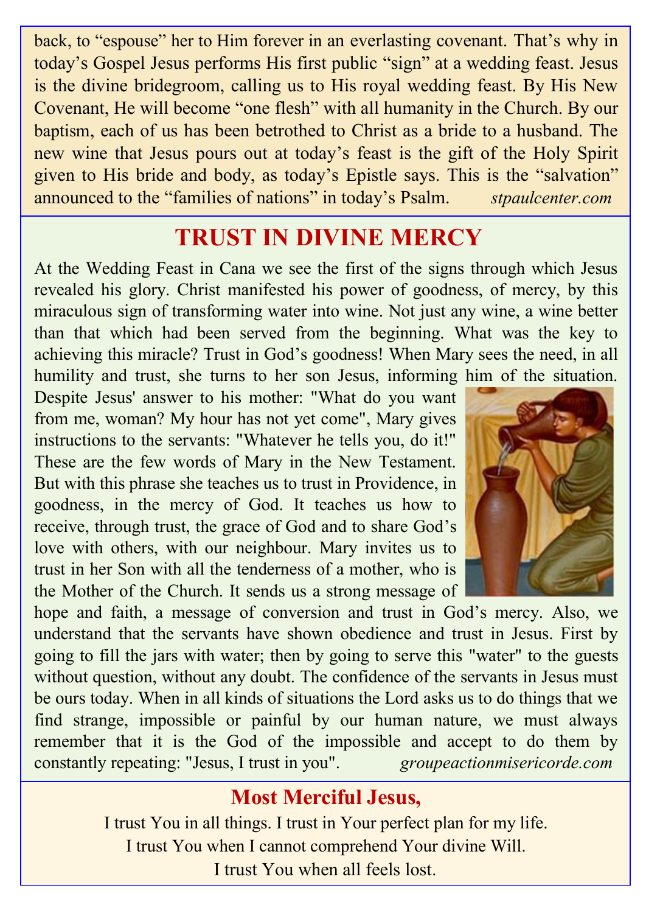back, to "espouse" her to Him forever in an everlasting covenant. That's why in today's Gospel Jesus performs His first public "sign" at a wedding feast. Jesus is the divine bridegroom, calling us to His royal wedding feast. By His New Covenant, He will become "one flesh" with all humanity in the Church. By our baptism, each of us has been betrothed to Christ as a bride to a husband. The new wine that Jesus pours out at today's feast is the gift of the Holy Spirit given to His bride and body, as today's Epistle says. This is the "salvation" announced to the "families of nations" in today's Psalm. *stpaulcenter.com*

## TRUST IN DIVINE MERCY

At the Wedding Feast in Cana we see the first of the signs through which Jesus revealed his glory. Christ manifested his power of goodness, of mercy, by this miraculous sign of transforming water into wine. Not just any wine, a wine better than that which had been served from the beginning. What was the key to achieving this miracle? Trust in God's goodness! When Mary sees the need, in all humility and trust, she turns to her son Jesus, informing him of the situation. Despite Jesus' answer to his mother: "What do you want from me, woman? My hour has not yet come", Mary gives instructions to the servants: "Whatever he tells you, do it!" These are the few words of Mary in the New Testament. But with this phrase she teaches us to trust in Providence, in goodness, in the mercy of God. It teaches us how to receive, through trust, the grace of God and to share God's love with others, with our neighbour. Mary invites us to trust in her Son with all the tenderness of a mother, who is the Mother of the Church. It sends us a strong message of hope and faith, a message of conversion and trust in God's mercy. Also, we understand that the servants have shown obedience and trust in Jesus. First by going to fill the jars with water; then by going to serve this "water" to the guests without question, without any doubt. The confidence of the servants in Jesus must be ours today. When in all kinds of situations the Lord asks us to do things that we find strange, impossible or painful by our human nature, we must always remember that it is the God of the impossible and accept to do them by constantly repeating: "Jesus, I trust in you". *groupeactionmisericorde.com*

### Most Merciful Jesus,

I trust You in all things. I trust in Your perfect plan for my life.
I trust You when I cannot comprehend Your divine Will.
I trust You when all feels lost.